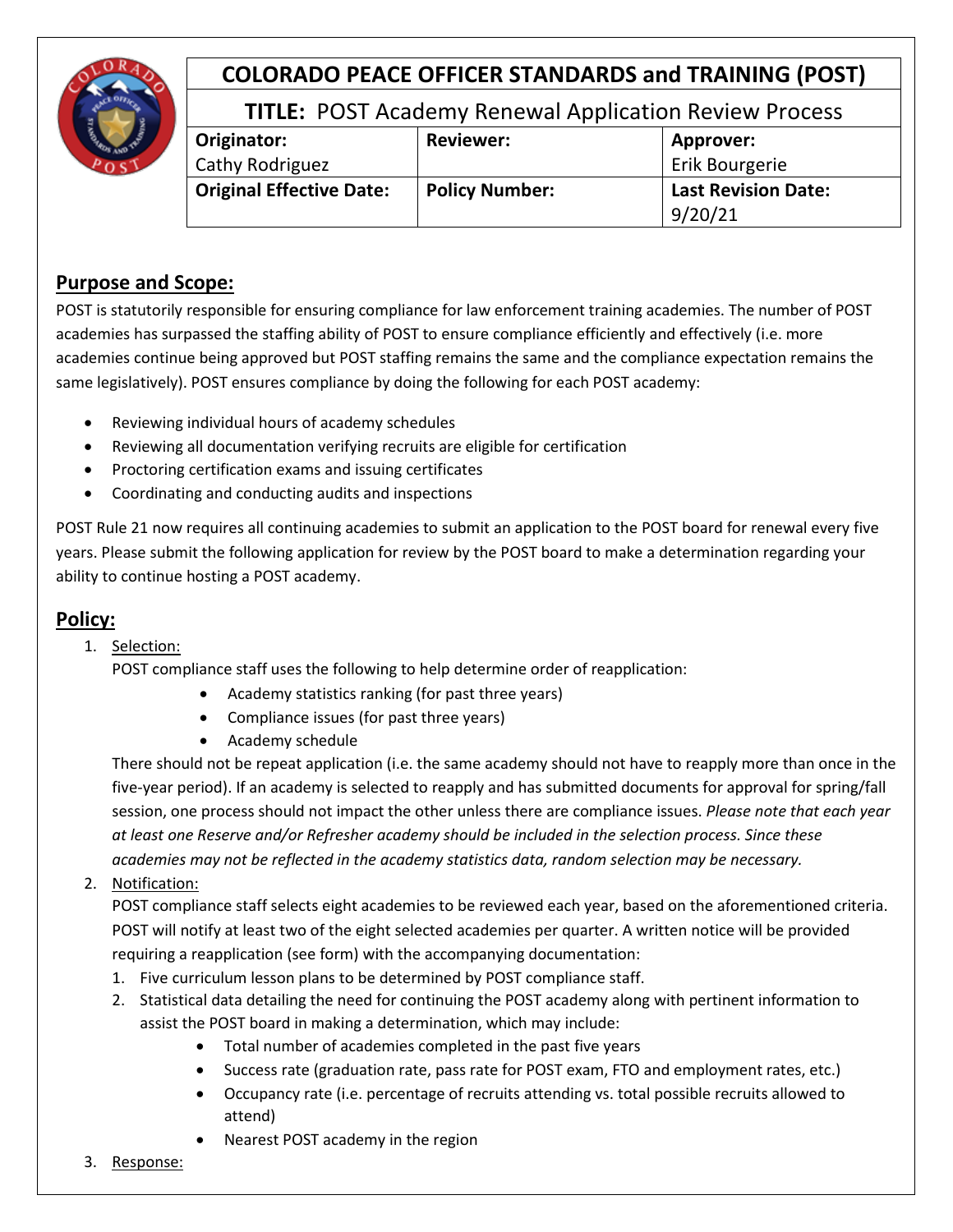# COLORADO PEACE OFFICER STANDARDS and TRAINING (POST)

| **TITLE:** POST Academy Renewal Application Review Process | | |
|---|---|---|
| **Originator:** Cathy Rodriguez | **Reviewer:** | **Approver:** Erik Bourgerie |
| **Original Effective Date:** | **Policy Number:** | **Last Revision Date:** 9/20/21 |

## Purpose and Scope:

POST is statutorily responsible for ensuring compliance for law enforcement training academies. The number of POST academies has surpassed the staffing ability of POST to ensure compliance efficiently and effectively (i.e. more academies continue being approved but POST staffing remains the same and the compliance expectation remains the same legislatively). POST ensures compliance by doing the following for each POST academy:

- Reviewing individual hours of academy schedules
- Reviewing all documentation verifying recruits are eligible for certification
- Proctoring certification exams and issuing certificates
- Coordinating and conducting audits and inspections

POST Rule 21 now requires all continuing academies to submit an application to the POST board for renewal every five years. Please submit the following application for review by the POST board to make a determination regarding your ability to continue hosting a POST academy.

## Policy:

1. Selection:
   POST compliance staff uses the following to help determine order of reapplication:
   - Academy statistics ranking (for past three years)
   - Compliance issues (for past three years)
   - Academy schedule

   There should not be repeat application (i.e. the same academy should not have to reapply more than once in the five-year period). If an academy is selected to reapply and has submitted documents for approval for spring/fall session, one process should not impact the other unless there are compliance issues. *Please note that each year at least one Reserve and/or Refresher academy should be included in the selection process. Since these academies may not be reflected in the academy statistics data, random selection may be necessary.*
2. Notification:
   POST compliance staff selects eight academies to be reviewed each year, based on the aforementioned criteria. POST will notify at least two of the eight selected academies per quarter. A written notice will be provided requiring a reapplication (see form) with the accompanying documentation:
   1. Five curriculum lesson plans to be determined by POST compliance staff.
   2. Statistical data detailing the need for continuing the POST academy along with pertinent information to assist the POST board in making a determination, which may include:
      - Total number of academies completed in the past five years
      - Success rate (graduation rate, pass rate for POST exam, FTO and employment rates, etc.)
      - Occupancy rate (i.e. percentage of recruits attending vs. total possible recruits allowed to attend)
      - Nearest POST academy in the region
3. Response: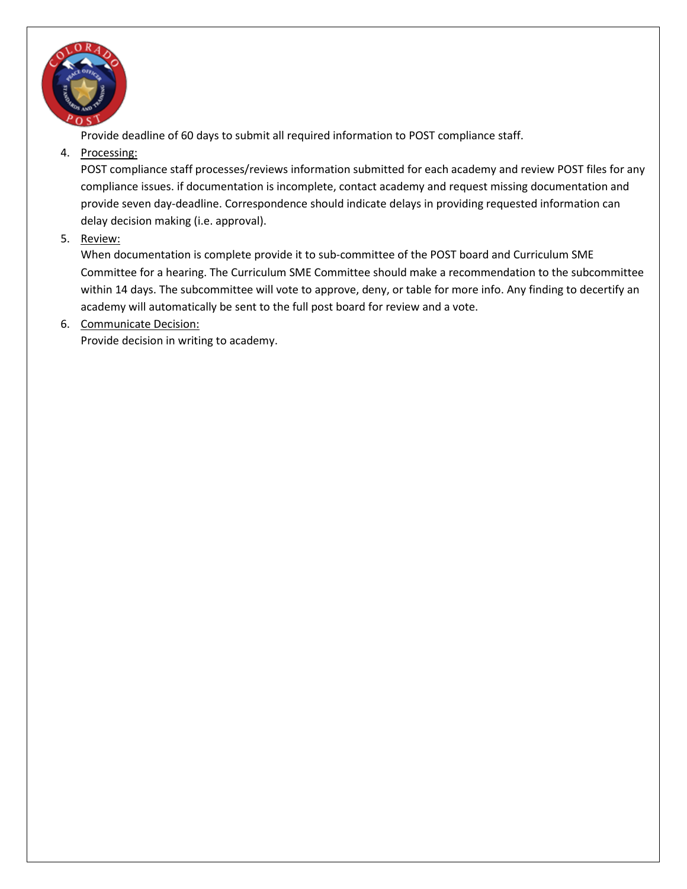Provide deadline of 60 days to submit all required information to POST compliance staff.

4. Processing:
   POST compliance staff processes/reviews information submitted for each academy and review POST files for any compliance issues. if documentation is incomplete, contact academy and request missing documentation and provide seven day-deadline. Correspondence should indicate delays in providing requested information can delay decision making (i.e. approval).
5. Review:
   When documentation is complete provide it to sub-committee of the POST board and Curriculum SME Committee for a hearing. The Curriculum SME Committee should make a recommendation to the subcommittee within 14 days. The subcommittee will vote to approve, deny, or table for more info. Any finding to decertify an academy will automatically be sent to the full post board for review and a vote.
6. Communicate Decision:
   Provide decision in writing to academy.